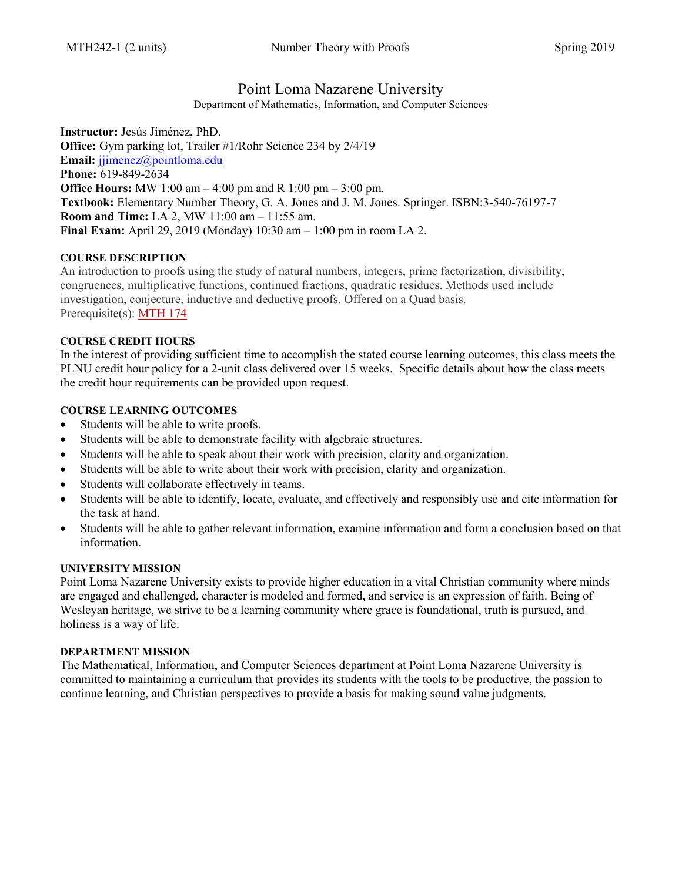MTH242-1 (2 units) Number Theory with Proofs Spring 2019

# Point Loma Nazarene University

Department of Mathematics, Information, and Computer Sciences

**Instructor:** Jesús Jiménez, PhD.
**Office:** Gym parking lot, Trailer #1/Rohr Science 234 by 2/4/19
**Email:** jjimenez@pointloma.edu
**Phone:** 619-849-2634
**Office Hours:** MW 1:00 am – 4:00 pm and R 1:00 pm – 3:00 pm.
**Textbook:** Elementary Number Theory, G. A. Jones and J. M. Jones. Springer. ISBN:3-540-76197-7
**Room and Time:** LA 2, MW 11:00 am – 11:55 am.
**Final Exam:** April 29, 2019 (Monday) 10:30 am – 1:00 pm in room LA 2.

## COURSE DESCRIPTION

An introduction to proofs using the study of natural numbers, integers, prime factorization, divisibility, congruences, multiplicative functions, continued fractions, quadratic residues. Methods used include investigation, conjecture, inductive and deductive proofs. Offered on a Quad basis.
Prerequisite(s): MTH 174

## COURSE CREDIT HOURS

In the interest of providing sufficient time to accomplish the stated course learning outcomes, this class meets the PLNU credit hour policy for a 2-unit class delivered over 15 weeks. Specific details about how the class meets the credit hour requirements can be provided upon request.

## COURSE LEARNING OUTCOMES

- Students will be able to write proofs.
- Students will be able to demonstrate facility with algebraic structures.
- Students will be able to speak about their work with precision, clarity and organization.
- Students will be able to write about their work with precision, clarity and organization.
- Students will collaborate effectively in teams.
- Students will be able to identify, locate, evaluate, and effectively and responsibly use and cite information for the task at hand.
- Students will be able to gather relevant information, examine information and form a conclusion based on that information.

## UNIVERSITY MISSION

Point Loma Nazarene University exists to provide higher education in a vital Christian community where minds are engaged and challenged, character is modeled and formed, and service is an expression of faith. Being of Wesleyan heritage, we strive to be a learning community where grace is foundational, truth is pursued, and holiness is a way of life.

## DEPARTMENT MISSION

The Mathematical, Information, and Computer Sciences department at Point Loma Nazarene University is committed to maintaining a curriculum that provides its students with the tools to be productive, the passion to continue learning, and Christian perspectives to provide a basis for making sound value judgments.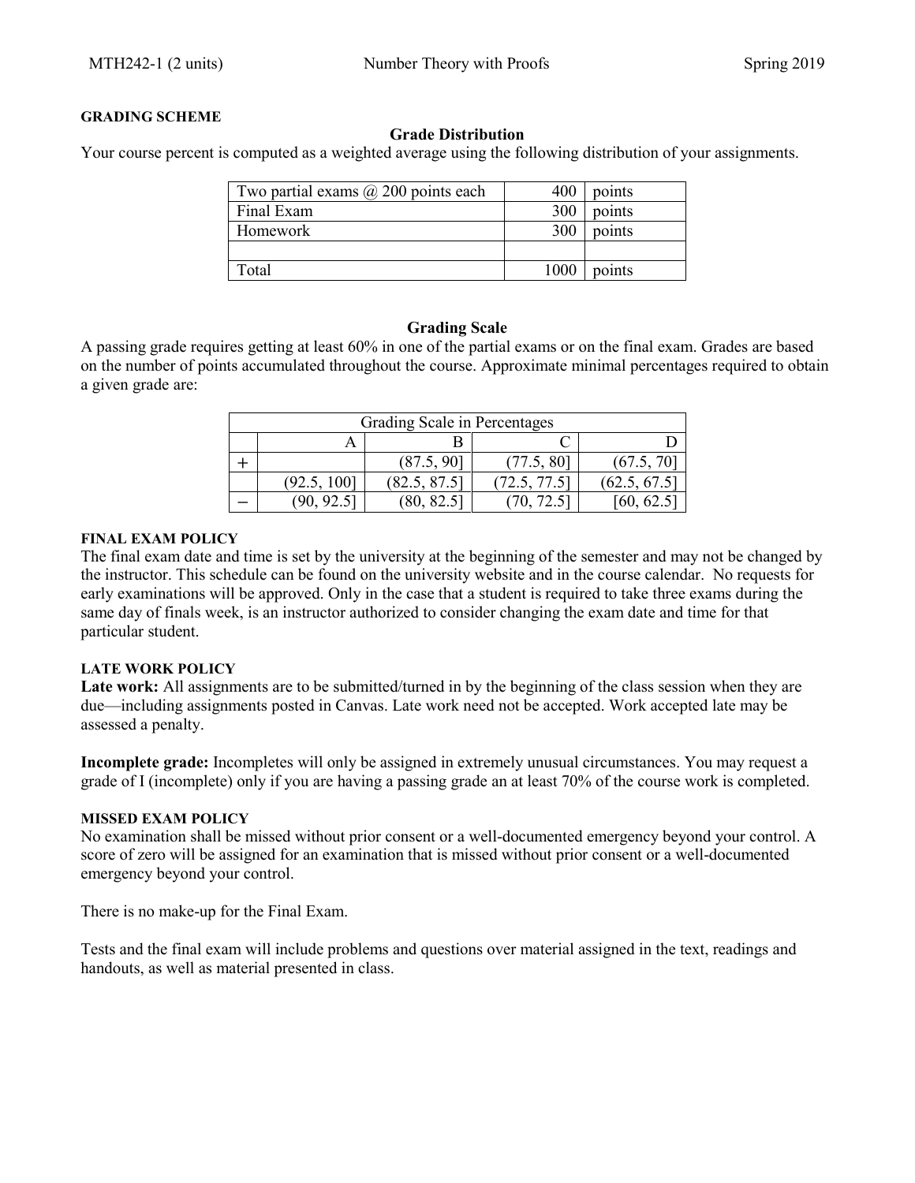### GRADING SCHEME

**Grade Distribution**

Your course percent is computed as a weighted average using the following distribution of your assignments.

| | | |
|---|---|---|
| Two partial exams @ 200 points each | 400 | points |
| Final Exam | 300 | points |
| Homework | 300 | points |
| | | |
| Total | 1000 | points |

**Grading Scale**

A passing grade requires getting at least 60% in one of the partial exams or on the final exam. Grades are based on the number of points accumulated throughout the course. Approximate minimal percentages required to obtain a given grade are:

| Grading Scale in Percentages | | | | |
|---|---|---|---|---|
| | A | B | C | D |
| + | | (87.5, 90] | (77.5, 80] | (67.5, 70] |
| | (92.5, 100] | (82.5, 87.5] | (72.5, 77.5] | (62.5, 67.5] |
| − | (90, 92.5] | (80, 82.5] | (70, 72.5] | [60, 62.5] |

### FINAL EXAM POLICY

The final exam date and time is set by the university at the beginning of the semester and may not be changed by the instructor. This schedule can be found on the university website and in the course calendar. No requests for early examinations will be approved. Only in the case that a student is required to take three exams during the same day of finals week, is an instructor authorized to consider changing the exam date and time for that particular student.

### LATE WORK POLICY

**Late work:** All assignments are to be submitted/turned in by the beginning of the class session when they are due—including assignments posted in Canvas. Late work need not be accepted. Work accepted late may be assessed a penalty.

**Incomplete grade:** Incompletes will only be assigned in extremely unusual circumstances. You may request a grade of I (incomplete) only if you are having a passing grade an at least 70% of the course work is completed.

### MISSED EXAM POLICY

No examination shall be missed without prior consent or a well-documented emergency beyond your control. A score of zero will be assigned for an examination that is missed without prior consent or a well-documented emergency beyond your control.

There is no make-up for the Final Exam.

Tests and the final exam will include problems and questions over material assigned in the text, readings and handouts, as well as material presented in class.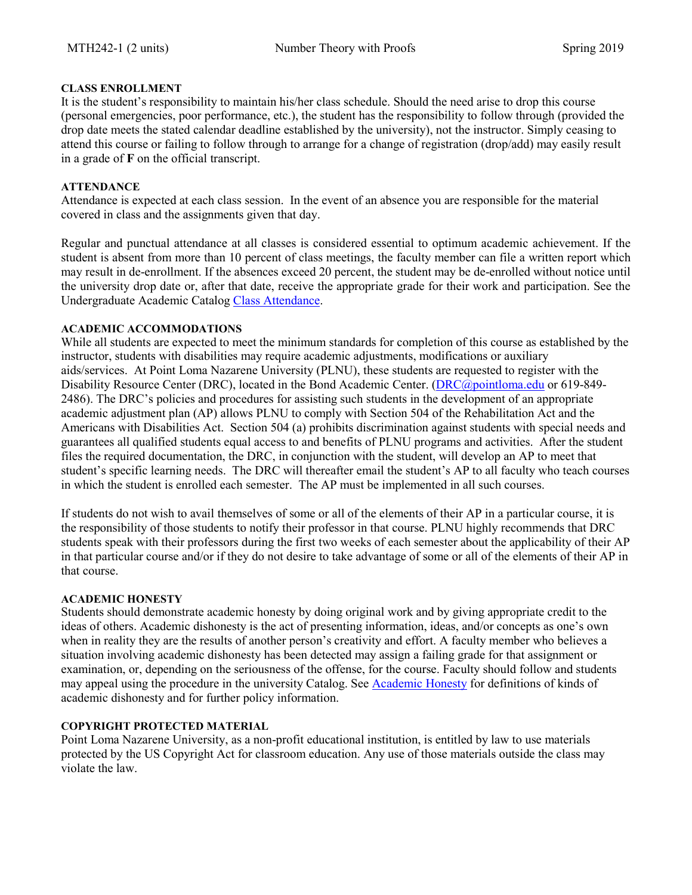**CLASS ENROLLMENT**
It is the student's responsibility to maintain his/her class schedule. Should the need arise to drop this course (personal emergencies, poor performance, etc.), the student has the responsibility to follow through (provided the drop date meets the stated calendar deadline established by the university), not the instructor. Simply ceasing to attend this course or failing to follow through to arrange for a change of registration (drop/add) may easily result in a grade of **F** on the official transcript.

**ATTENDANCE**
Attendance is expected at each class session. In the event of an absence you are responsible for the material covered in class and the assignments given that day.

Regular and punctual attendance at all classes is considered essential to optimum academic achievement. If the student is absent from more than 10 percent of class meetings, the faculty member can file a written report which may result in de-enrollment. If the absences exceed 20 percent, the student may be de-enrolled without notice until the university drop date or, after that date, receive the appropriate grade for their work and participation. See the Undergraduate Academic Catalog Class Attendance.

**ACADEMIC ACCOMMODATIONS**
While all students are expected to meet the minimum standards for completion of this course as established by the instructor, students with disabilities may require academic adjustments, modifications or auxiliary aids/services. At Point Loma Nazarene University (PLNU), these students are requested to register with the Disability Resource Center (DRC), located in the Bond Academic Center. (DRC@pointloma.edu or 619-849-2486). The DRC's policies and procedures for assisting such students in the development of an appropriate academic adjustment plan (AP) allows PLNU to comply with Section 504 of the Rehabilitation Act and the Americans with Disabilities Act. Section 504 (a) prohibits discrimination against students with special needs and guarantees all qualified students equal access to and benefits of PLNU programs and activities. After the student files the required documentation, the DRC, in conjunction with the student, will develop an AP to meet that student's specific learning needs. The DRC will thereafter email the student's AP to all faculty who teach courses in which the student is enrolled each semester. The AP must be implemented in all such courses.

If students do not wish to avail themselves of some or all of the elements of their AP in a particular course, it is the responsibility of those students to notify their professor in that course. PLNU highly recommends that DRC students speak with their professors during the first two weeks of each semester about the applicability of their AP in that particular course and/or if they do not desire to take advantage of some or all of the elements of their AP in that course.

**ACADEMIC HONESTY**
Students should demonstrate academic honesty by doing original work and by giving appropriate credit to the ideas of others. Academic dishonesty is the act of presenting information, ideas, and/or concepts as one's own when in reality they are the results of another person's creativity and effort. A faculty member who believes a situation involving academic dishonesty has been detected may assign a failing grade for that assignment or examination, or, depending on the seriousness of the offense, for the course. Faculty should follow and students may appeal using the procedure in the university Catalog. See Academic Honesty for definitions of kinds of academic dishonesty and for further policy information.

**COPYRIGHT PROTECTED MATERIAL**
Point Loma Nazarene University, as a non-profit educational institution, is entitled by law to use materials protected by the US Copyright Act for classroom education. Any use of those materials outside the class may violate the law.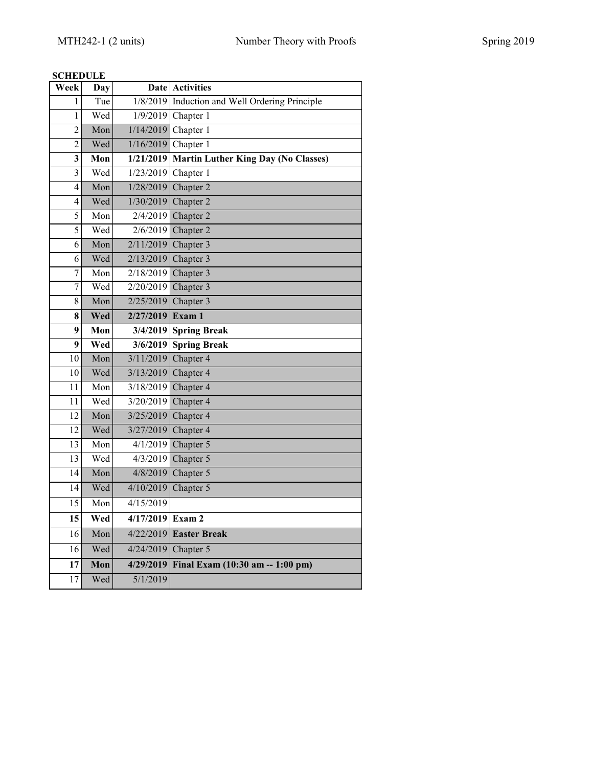**SCHEDULE**

| Week | Day | Date | Activities |
|---|---|---|---|
| 1 | Tue | 1/8/2019 | Induction and Well Ordering Principle |
| 1 | Wed | 1/9/2019 | Chapter 1 |
| 2 | Mon | 1/14/2019 | Chapter 1 |
| 2 | Wed | 1/16/2019 | Chapter 1 |
| **3** | **Mon** | **1/21/2019** | **Martin Luther King Day (No Classes)** |
| 3 | Wed | 1/23/2019 | Chapter 1 |
| 4 | Mon | 1/28/2019 | Chapter 2 |
| 4 | Wed | 1/30/2019 | Chapter 2 |
| 5 | Mon | 2/4/2019 | Chapter 2 |
| 5 | Wed | 2/6/2019 | Chapter 2 |
| 6 | Mon | 2/11/2019 | Chapter 3 |
| 6 | Wed | 2/13/2019 | Chapter 3 |
| 7 | Mon | 2/18/2019 | Chapter 3 |
| 7 | Wed | 2/20/2019 | Chapter 3 |
| 8 | Mon | 2/25/2019 | Chapter 3 |
| **8** | **Wed** | **2/27/2019** | **Exam 1** |
| **9** | **Mon** | **3/4/2019** | **Spring Break** |
| **9** | **Wed** | **3/6/2019** | **Spring Break** |
| 10 | Mon | 3/11/2019 | Chapter 4 |
| 10 | Wed | 3/13/2019 | Chapter 4 |
| 11 | Mon | 3/18/2019 | Chapter 4 |
| 11 | Wed | 3/20/2019 | Chapter 4 |
| 12 | Mon | 3/25/2019 | Chapter 4 |
| 12 | Wed | 3/27/2019 | Chapter 4 |
| 13 | Mon | 4/1/2019 | Chapter 5 |
| 13 | Wed | 4/3/2019 | Chapter 5 |
| 14 | Mon | 4/8/2019 | Chapter 5 |
| 14 | Wed | 4/10/2019 | Chapter 5 |
| 15 | Mon | 4/15/2019 | |
| **15** | **Wed** | **4/17/2019** | **Exam 2** |
| 16 | Mon | 4/22/2019 | **Easter Break** |
| 16 | Wed | 4/24/2019 | Chapter 5 |
| **17** | **Mon** | **4/29/2019** | **Final Exam (10:30 am -- 1:00 pm)** |
| 17 | Wed | 5/1/2019 | |